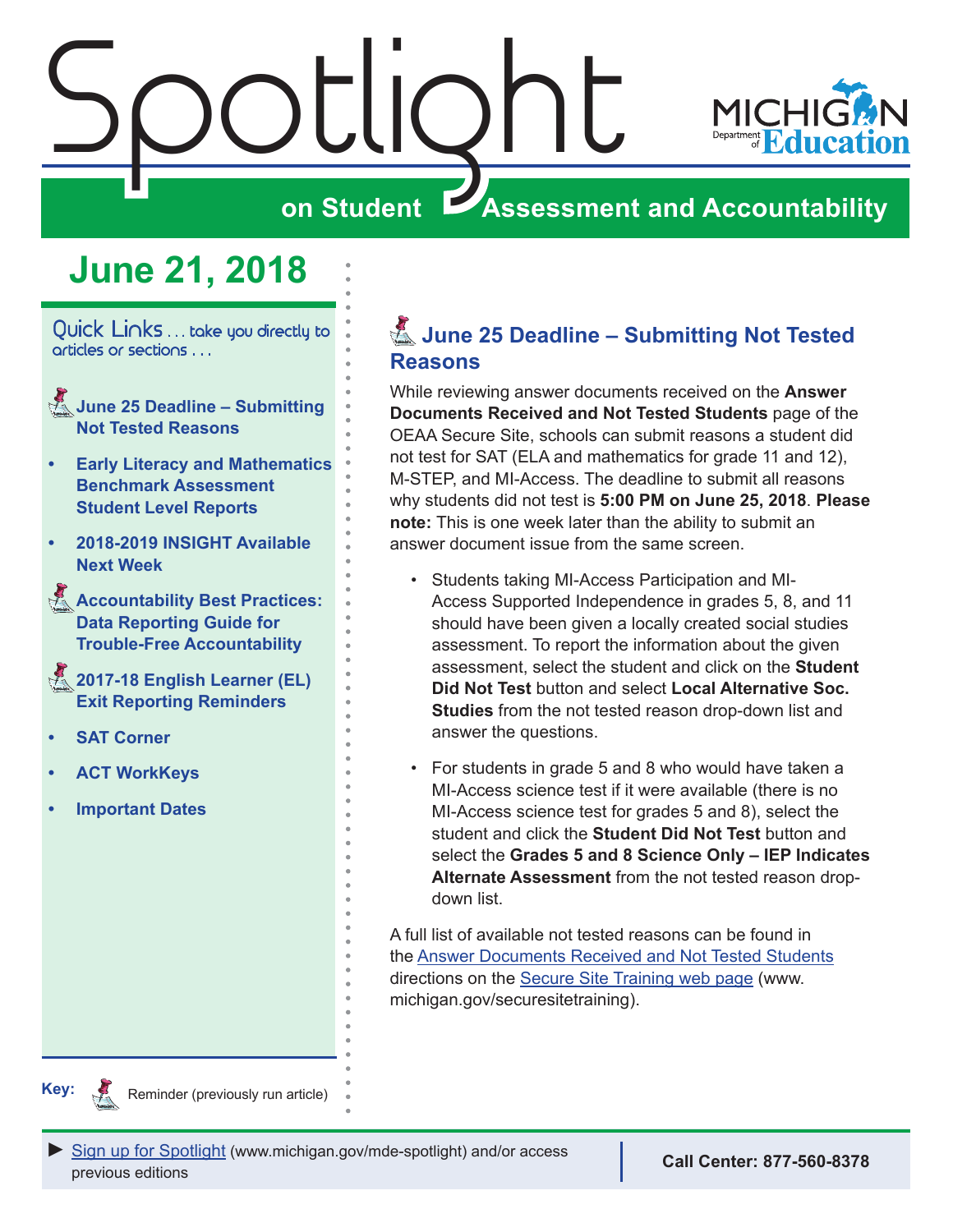# Spotlight on Student Assessment and Accountability

MICHIGAN Department of Education

## June 21, 2018

Quick Links . . . take you directly to articles or sections . . .

- **June 25 Deadline – Submitting Not Tested Reasons**
- **Early Literacy and Mathematics Benchmark Assessment Student Level Reports**
- **2018-2019 INSIGHT Available Next Week**
- **Accountability Best Practices: Data Reporting Guide for Trouble-Free Accountability**
- **2017-18 English Learner (EL) Exit Reporting Reminders**
- **SAT Corner**
- **ACT WorkKeys**
- **Important Dates**

**Key:** Reminder (previously run article)

## June 25 Deadline – Submitting Not Tested Reasons

While reviewing answer documents received on the **Answer Documents Received and Not Tested Students** page of the OEAA Secure Site, schools can submit reasons a student did not test for SAT (ELA and mathematics for grade 11 and 12), M-STEP, and MI-Access. The deadline to submit all reasons why students did not test is **5:00 PM on June 25, 2018**. **Please note:** This is one week later than the ability to submit an answer document issue from the same screen.

- Students taking MI-Access Participation and MI-Access Supported Independence in grades 5, 8, and 11 should have been given a locally created social studies assessment. To report the information about the given assessment, select the student and click on the **Student Did Not Test** button and select **Local Alternative Soc. Studies** from the not tested reason drop-down list and answer the questions.
- For students in grade 5 and 8 who would have taken a MI-Access science test if it were available (there is no MI-Access science test for grades 5 and 8), select the student and click the **Student Did Not Test** button and select the **Grades 5 and 8 Science Only – IEP Indicates Alternate Assessment** from the not tested reason drop-down list.

A full list of available not tested reasons can be found in the Answer Documents Received and Not Tested Students directions on the Secure Site Training web page (www.michigan.gov/securesitetraining).

► Sign up for Spotlight (www.michigan.gov/mde-spotlight) and/or access previous editions

**Call Center: 877-560-8378**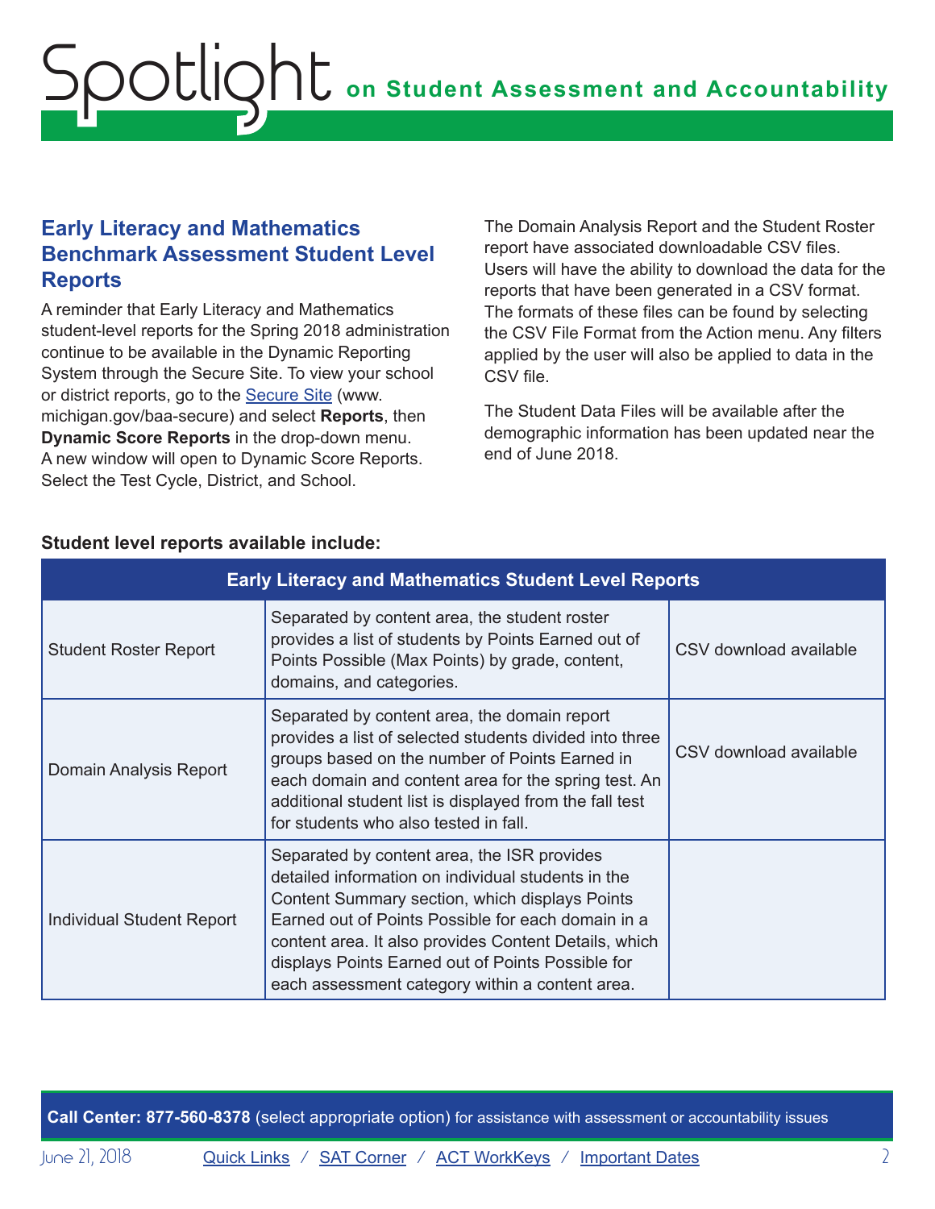## Early Literacy and Mathematics Benchmark Assessment Student Level Reports

A reminder that Early Literacy and Mathematics student-level reports for the Spring 2018 administration continue to be available in the Dynamic Reporting System through the Secure Site. To view your school or district reports, go to the [Secure Site](www.michigan.gov/baa-secure) (www.michigan.gov/baa-secure) and select **Reports**, then **Dynamic Score Reports** in the drop-down menu. A new window will open to Dynamic Score Reports. Select the Test Cycle, District, and School.

The Domain Analysis Report and the Student Roster report have associated downloadable CSV files. Users will have the ability to download the data for the reports that have been generated in a CSV format. The formats of these files can be found by selecting the CSV File Format from the Action menu. Any filters applied by the user will also be applied to data in the CSV file.

The Student Data Files will be available after the demographic information has been updated near the end of June 2018.

**Student level reports available include:**

| Early Literacy and Mathematics Student Level Reports | | |
|---|---|---|
| Student Roster Report | Separated by content area, the student roster provides a list of students by Points Earned out of Points Possible (Max Points) by grade, content, domains, and categories. | CSV download available |
| Domain Analysis Report | Separated by content area, the domain report provides a list of selected students divided into three groups based on the number of Points Earned in each domain and content area for the spring test. An additional student list is displayed from the fall test for students who also tested in fall. | CSV download available |
| Individual Student Report | Separated by content area, the ISR provides detailed information on individual students in the Content Summary section, which displays Points Earned out of Points Possible for each domain in a content area. It also provides Content Details, which displays Points Earned out of Points Possible for each assessment category within a content area. | |

**Call Center: 877-560-8378** (select appropriate option) for assistance with assessment or accountability issues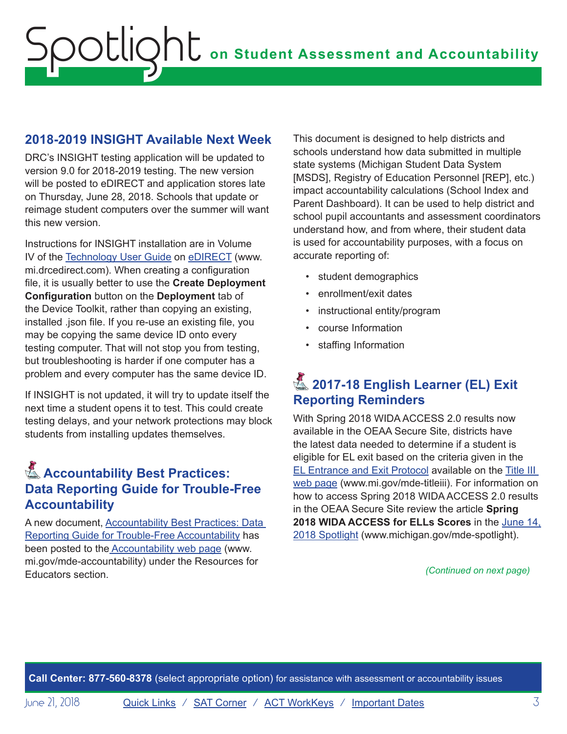## 2018-2019 INSIGHT Available Next Week

DRC's INSIGHT testing application will be updated to version 9.0 for 2018-2019 testing. The new version will be posted to eDIRECT and application stores late on Thursday, June 28, 2018. Schools that update or reimage student computers over the summer will want this new version.

Instructions for INSIGHT installation are in Volume IV of the Technology User Guide on eDIRECT (www.mi.drcedirect.com). When creating a configuration file, it is usually better to use the **Create Deployment Configuration** button on the **Deployment** tab of the Device Toolkit, rather than copying an existing, installed .json file. If you re-use an existing file, you may be copying the same device ID onto every testing computer. That will not stop you from testing, but troubleshooting is harder if one computer has a problem and every computer has the same device ID.

If INSIGHT is not updated, it will try to update itself the next time a student opens it to test. This could create testing delays, and your network protections may block students from installing updates themselves.

## Accountability Best Practices: Data Reporting Guide for Trouble-Free Accountability

A new document, Accountability Best Practices: Data Reporting Guide for Trouble-Free Accountability has been posted to the Accountability web page (www.mi.gov/mde-accountability) under the Resources for Educators section.

This document is designed to help districts and schools understand how data submitted in multiple state systems (Michigan Student Data System [MSDS], Registry of Education Personnel [REP], etc.) impact accountability calculations (School Index and Parent Dashboard). It can be used to help district and school pupil accountants and assessment coordinators understand how, and from where, their student data is used for accountability purposes, with a focus on accurate reporting of:

- student demographics
- enrollment/exit dates
- instructional entity/program
- course Information
- staffing Information

## 2017-18 English Learner (EL) Exit Reporting Reminders

With Spring 2018 WIDA ACCESS 2.0 results now available in the OEAA Secure Site, districts have the latest data needed to determine if a student is eligible for EL exit based on the criteria given in the EL Entrance and Exit Protocol available on the Title III web page (www.mi.gov/mde-titleiii). For information on how to access Spring 2018 WIDA ACCESS 2.0 results in the OEAA Secure Site review the article **Spring 2018 WIDA ACCESS for ELLs Scores** in the June 14, 2018 Spotlight (www.michigan.gov/mde-spotlight).

*(Continued on next page)*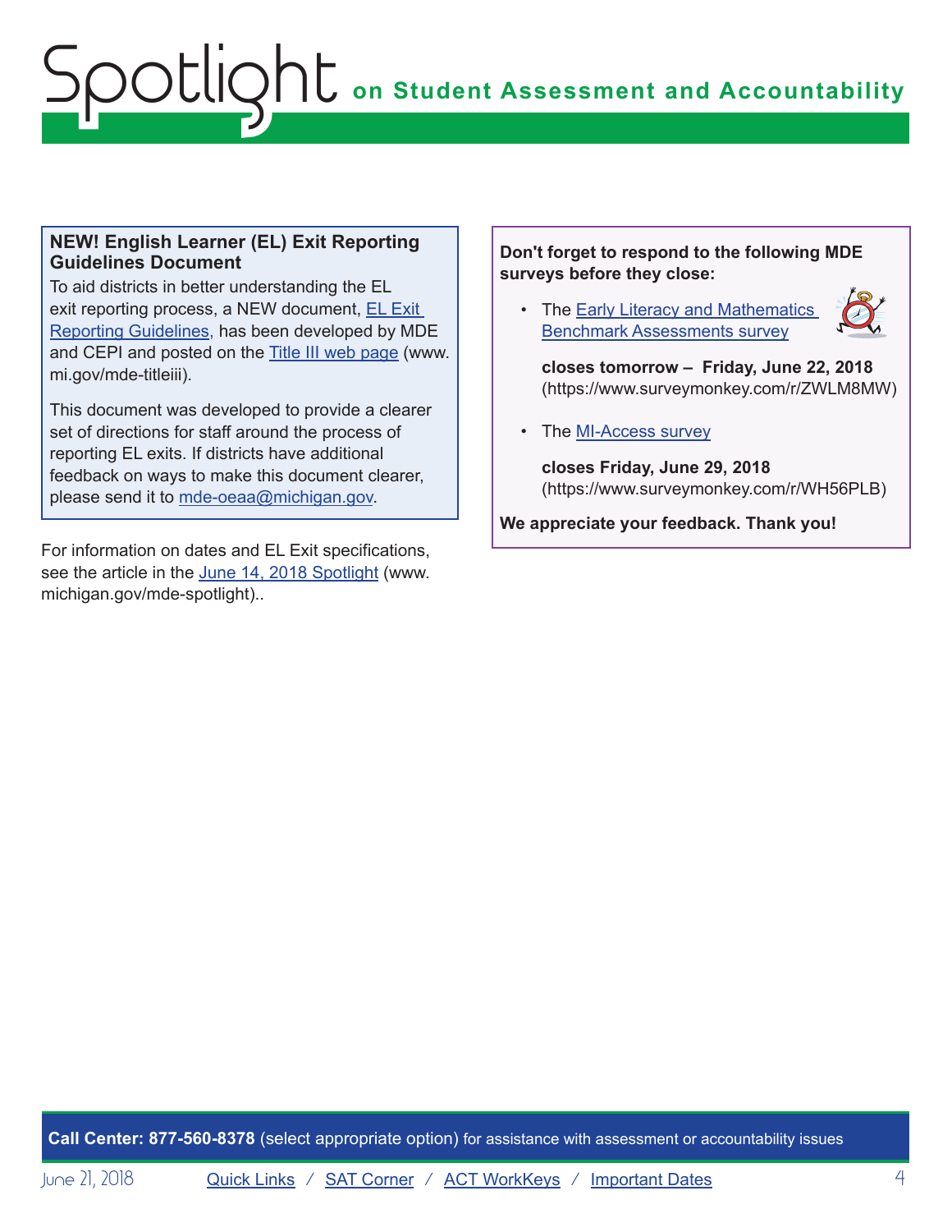## NEW! English Learner (EL) Exit Reporting Guidelines Document

To aid districts in better understanding the EL exit reporting process, a NEW document, EL Exit Reporting Guidelines, has been developed by MDE and CEPI and posted on the Title III web page (www.mi.gov/mde-titleiii).

This document was developed to provide a clearer set of directions for staff around the process of reporting EL exits. If districts have additional feedback on ways to make this document clearer, please send it to mde-oeaa@michigan.gov.

For information on dates and EL Exit specifications, see the article in the June 14, 2018 Spotlight (www.michigan.gov/mde-spotlight)..

**Don't forget to respond to the following MDE surveys before they close:**

- The Early Literacy and Mathematics Benchmark Assessments survey

  **closes tomorrow – Friday, June 22, 2018**
  (https://www.surveymonkey.com/r/ZWLM8MW)

- The MI-Access survey

  **closes Friday, June 29, 2018**
  (https://www.surveymonkey.com/r/WH56PLB)

**We appreciate your feedback. Thank you!**

**Call Center: 877-560-8378** (select appropriate option) for assistance with assessment or accountability issues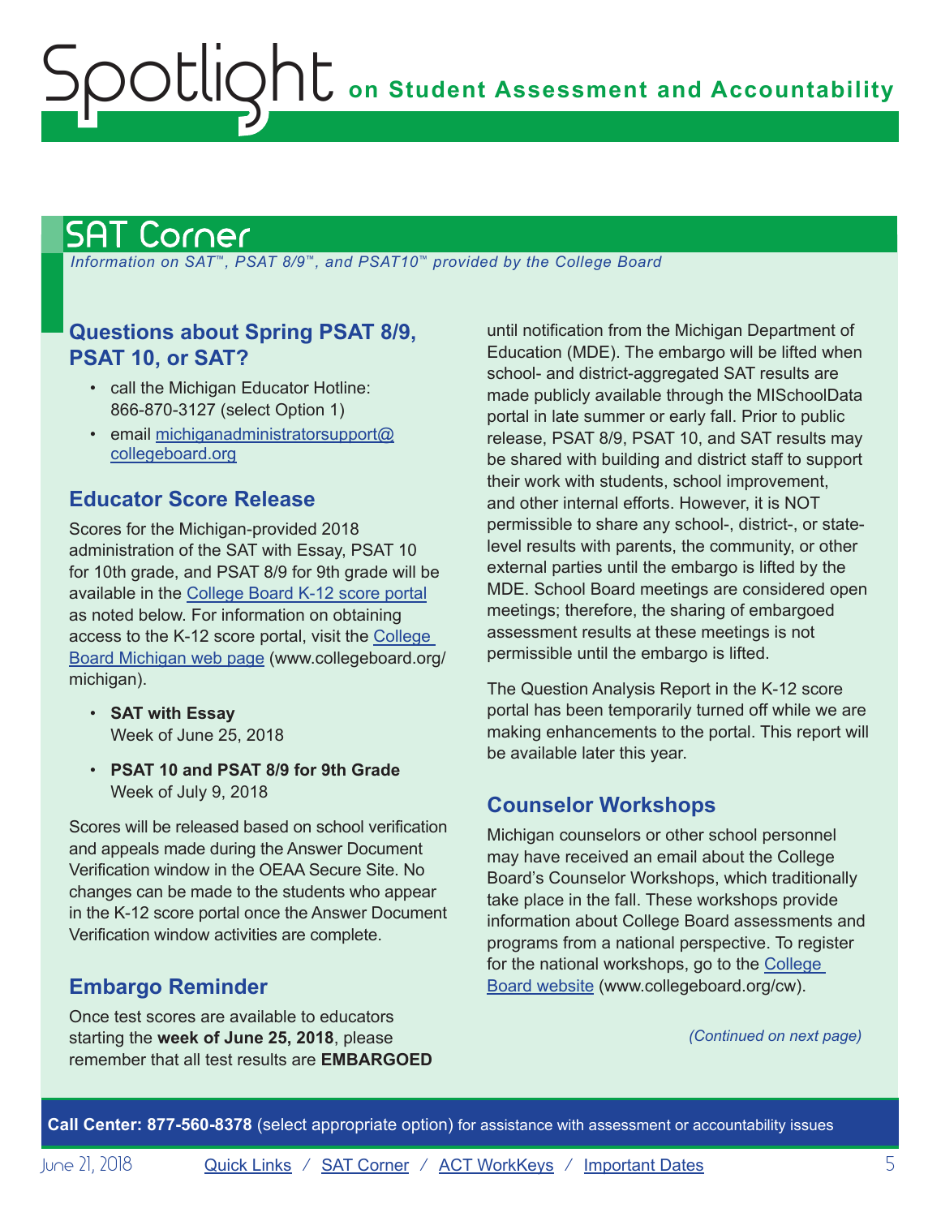# SAT Corner

*Information on SAT™, PSAT 8/9™, and PSAT10™ provided by the College Board*

## Questions about Spring PSAT 8/9, PSAT 10, or SAT?

- call the Michigan Educator Hotline: 866-870-3127 (select Option 1)
- email michiganadministratorsupport@collegeboard.org

## Educator Score Release

Scores for the Michigan-provided 2018 administration of the SAT with Essay, PSAT 10 for 10th grade, and PSAT 8/9 for 9th grade will be available in the College Board K-12 score portal as noted below. For information on obtaining access to the K-12 score portal, visit the College Board Michigan web page (www.collegeboard.org/michigan).

- **SAT with Essay**
  Week of June 25, 2018
- **PSAT 10 and PSAT 8/9 for 9th Grade**
  Week of July 9, 2018

Scores will be released based on school verification and appeals made during the Answer Document Verification window in the OEAA Secure Site. No changes can be made to the students who appear in the K-12 score portal once the Answer Document Verification window activities are complete.

## Embargo Reminder

Once test scores are available to educators starting the **week of June 25, 2018**, please remember that all test results are **EMBARGOED** until notification from the Michigan Department of Education (MDE). The embargo will be lifted when school- and district-aggregated SAT results are made publicly available through the MISchoolData portal in late summer or early fall. Prior to public release, PSAT 8/9, PSAT 10, and SAT results may be shared with building and district staff to support their work with students, school improvement, and other internal efforts. However, it is NOT permissible to share any school-, district-, or state-level results with parents, the community, or other external parties until the embargo is lifted by the MDE. School Board meetings are considered open meetings; therefore, the sharing of embargoed assessment results at these meetings is not permissible until the embargo is lifted.

The Question Analysis Report in the K-12 score portal has been temporarily turned off while we are making enhancements to the portal. This report will be available later this year.

## Counselor Workshops

Michigan counselors or other school personnel may have received an email about the College Board's Counselor Workshops, which traditionally take place in the fall. These workshops provide information about College Board assessments and programs from a national perspective. To register for the national workshops, go to the College Board website (www.collegeboard.org/cw).

*(Continued on next page)*

**Call Center: 877-560-8378** (select appropriate option) for assistance with assessment or accountability issues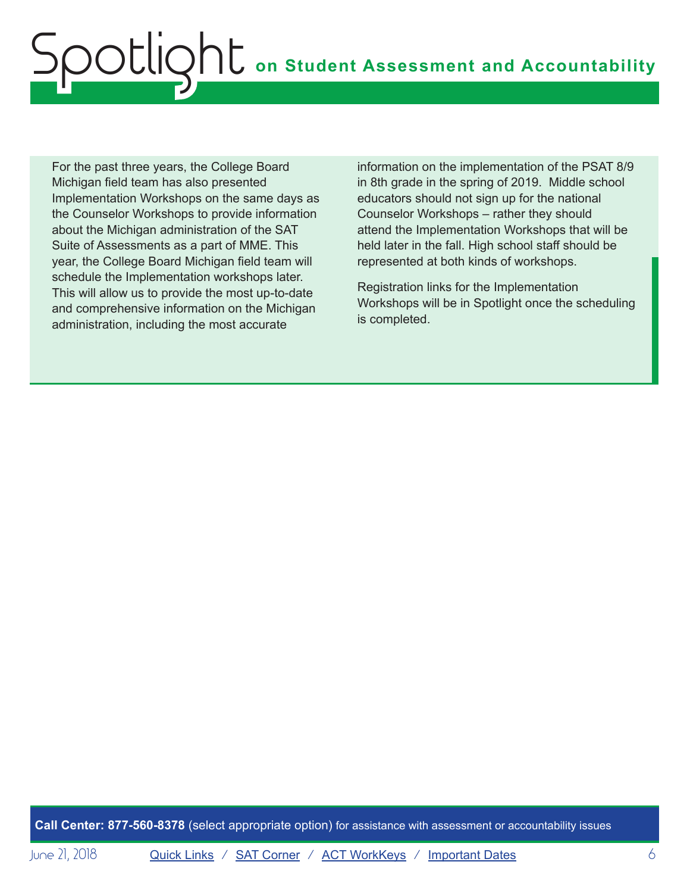For the past three years, the College Board Michigan field team has also presented Implementation Workshops on the same days as the Counselor Workshops to provide information about the Michigan administration of the SAT Suite of Assessments as a part of MME. This year, the College Board Michigan field team will schedule the Implementation workshops later. This will allow us to provide the most up-to-date and comprehensive information on the Michigan administration, including the most accurate information on the implementation of the PSAT 8/9 in 8th grade in the spring of 2019. Middle school educators should not sign up for the national Counselor Workshops – rather they should attend the Implementation Workshops that will be held later in the fall. High school staff should be represented at both kinds of workshops.

Registration links for the Implementation Workshops will be in Spotlight once the scheduling is completed.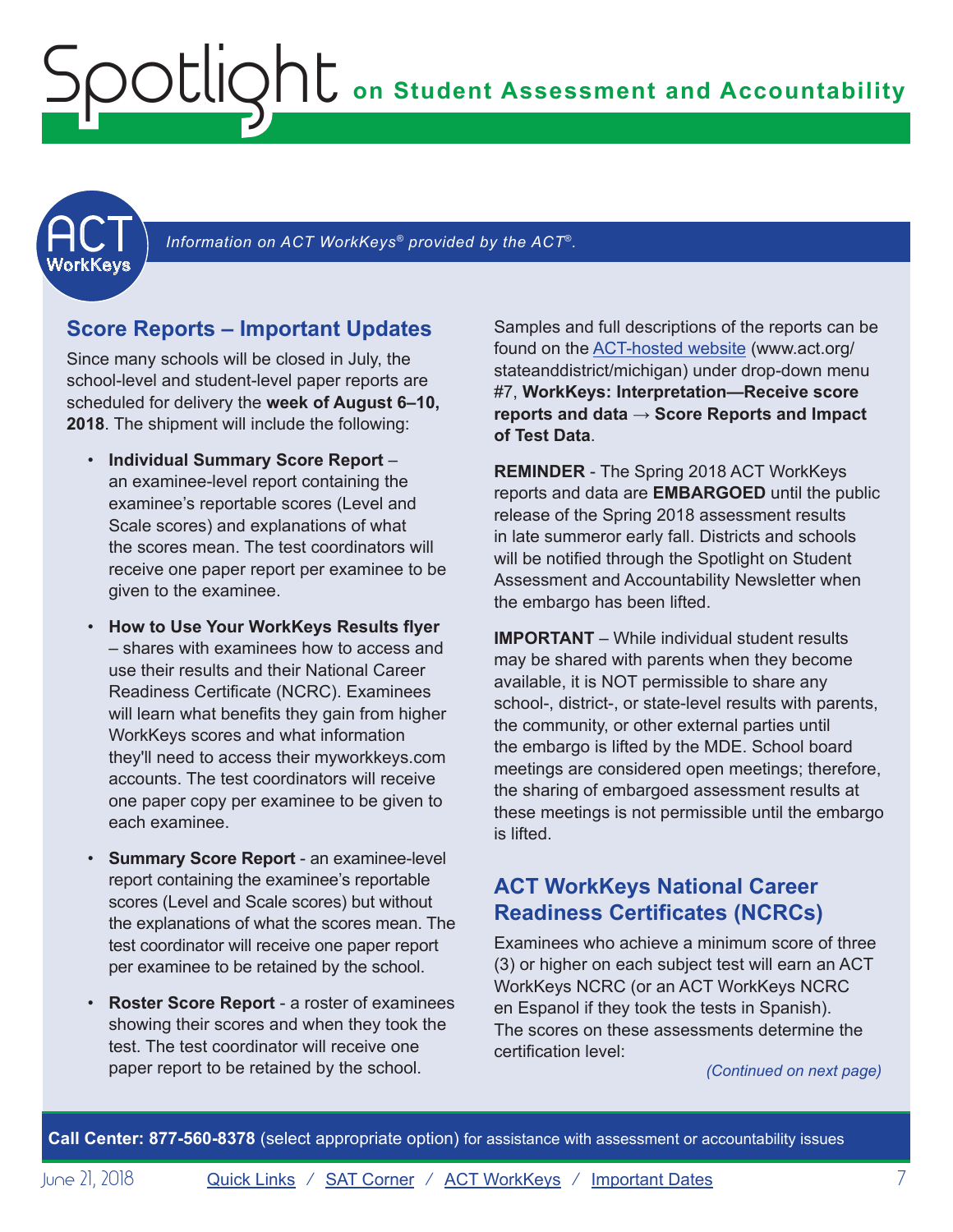# Spotlight on Student Assessment and Accountability

ACT WorkKeys

*Information on ACT WorkKeys® provided by the ACT®.*

## Score Reports – Important Updates

Since many schools will be closed in July, the school-level and student-level paper reports are scheduled for delivery the **week of August 6–10, 2018**. The shipment will include the following:

- **Individual Summary Score Report** – an examinee-level report containing the examinee's reportable scores (Level and Scale scores) and explanations of what the scores mean. The test coordinators will receive one paper report per examinee to be given to the examinee.
- **How to Use Your WorkKeys Results flyer** – shares with examinees how to access and use their results and their National Career Readiness Certificate (NCRC). Examinees will learn what benefits they gain from higher WorkKeys scores and what information they'll need to access their myworkkeys.com accounts. The test coordinators will receive one paper copy per examinee to be given to each examinee.
- **Summary Score Report** - an examinee-level report containing the examinee's reportable scores (Level and Scale scores) but without the explanations of what the scores mean. The test coordinator will receive one paper report per examinee to be retained by the school.
- **Roster Score Report** - a roster of examinees showing their scores and when they took the test. The test coordinator will receive one paper report to be retained by the school.

Samples and full descriptions of the reports can be found on the ACT-hosted website (www.act.org/stateanddistrict/michigan) under drop-down menu #7, **WorkKeys: Interpretation—Receive score reports and data → Score Reports and Impact of Test Data**.

**REMINDER** - The Spring 2018 ACT WorkKeys reports and data are **EMBARGOED** until the public release of the Spring 2018 assessment results in late summeror early fall. Districts and schools will be notified through the Spotlight on Student Assessment and Accountability Newsletter when the embargo has been lifted.

**IMPORTANT** – While individual student results may be shared with parents when they become available, it is NOT permissible to share any school-, district-, or state-level results with parents, the community, or other external parties until the embargo is lifted by the MDE. School board meetings are considered open meetings; therefore, the sharing of embargoed assessment results at these meetings is not permissible until the embargo is lifted.

## ACT WorkKeys National Career Readiness Certificates (NCRCs)

Examinees who achieve a minimum score of three (3) or higher on each subject test will earn an ACT WorkKeys NCRC (or an ACT WorkKeys NCRC en Espanol if they took the tests in Spanish). The scores on these assessments determine the certification level:

*(Continued on next page)*

**Call Center: 877-560-8378** (select appropriate option) for assistance with assessment or accountability issues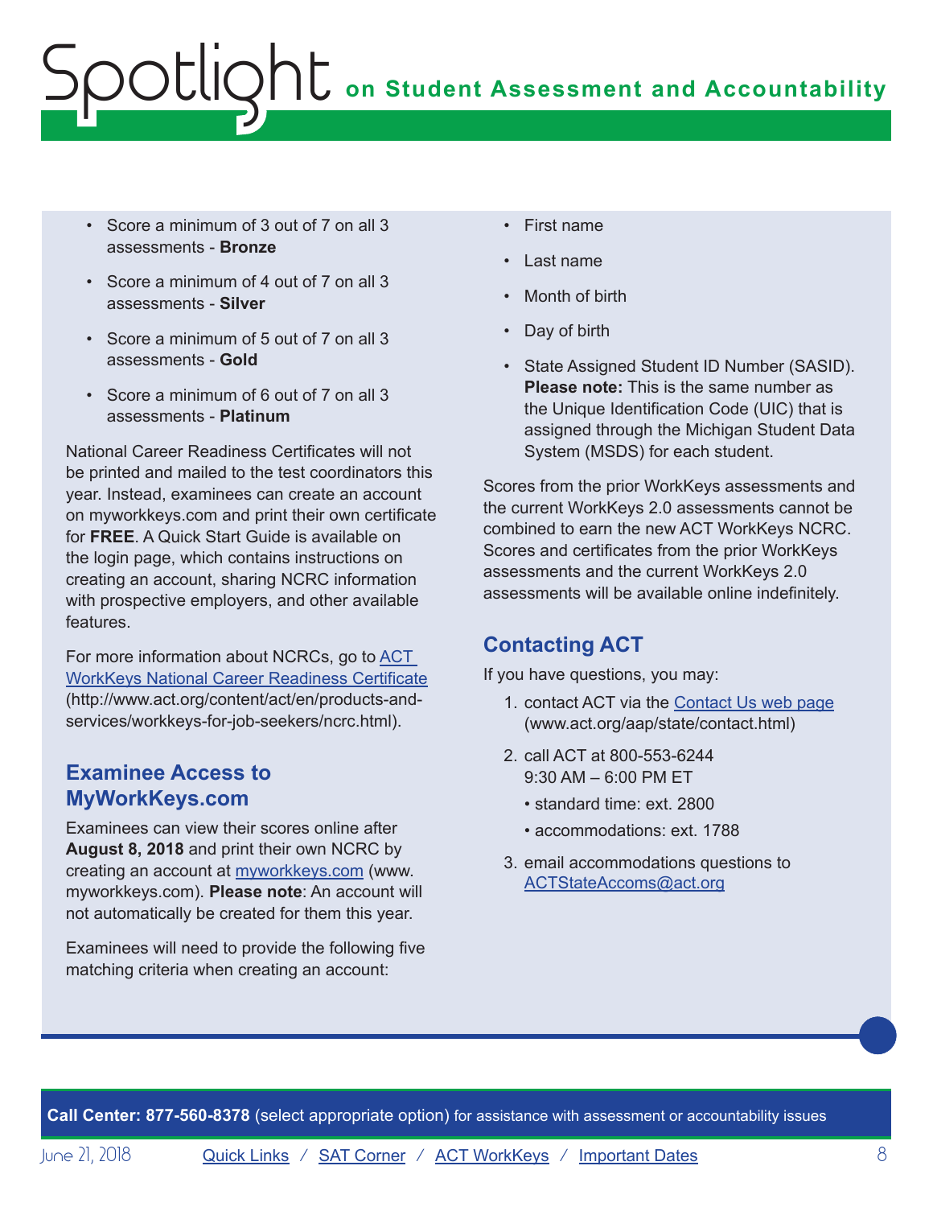- Score a minimum of 3 out of 7 on all 3 assessments - **Bronze**
- Score a minimum of 4 out of 7 on all 3 assessments - **Silver**
- Score a minimum of 5 out of 7 on all 3 assessments - **Gold**
- Score a minimum of 6 out of 7 on all 3 assessments - **Platinum**

National Career Readiness Certificates will not be printed and mailed to the test coordinators this year. Instead, examinees can create an account on myworkkeys.com and print their own certificate for **FREE**. A Quick Start Guide is available on the login page, which contains instructions on creating an account, sharing NCRC information with prospective employers, and other available features.

For more information about NCRCs, go to [ACT WorkKeys National Career Readiness Certificate](http://www.act.org/content/act/en/products-and-services/workkeys-for-job-seekers/ncrc.html) (http://www.act.org/content/act/en/products-and-services/workkeys-for-job-seekers/ncrc.html).

## Examinee Access to MyWorkKeys.com

Examinees can view their scores online after **August 8, 2018** and print their own NCRC by creating an account at [myworkkeys.com](http://www.myworkkeys.com) (www.myworkkeys.com). **Please note**: An account will not automatically be created for them this year.

Examinees will need to provide the following five matching criteria when creating an account:

- First name
- Last name
- Month of birth
- Day of birth
- State Assigned Student ID Number (SASID). **Please note:** This is the same number as the Unique Identification Code (UIC) that is assigned through the Michigan Student Data System (MSDS) for each student.

Scores from the prior WorkKeys assessments and the current WorkKeys 2.0 assessments cannot be combined to earn the new ACT WorkKeys NCRC. Scores and certificates from the prior WorkKeys assessments and the current WorkKeys 2.0 assessments will be available online indefinitely.

## Contacting ACT

If you have questions, you may:

1. contact ACT via the [Contact Us web page](http://www.act.org/aap/state/contact.html) (www.act.org/aap/state/contact.html)
2. call ACT at 800-553-6244
   9:30 AM – 6:00 PM ET
   - standard time: ext. 2800
   - accommodations: ext. 1788
3. email accommodations questions to [ACTStateAccoms@act.org](mailto:ACTStateAccoms@act.org)

**Call Center: 877-560-8378** (select appropriate option) for assistance with assessment or accountability issues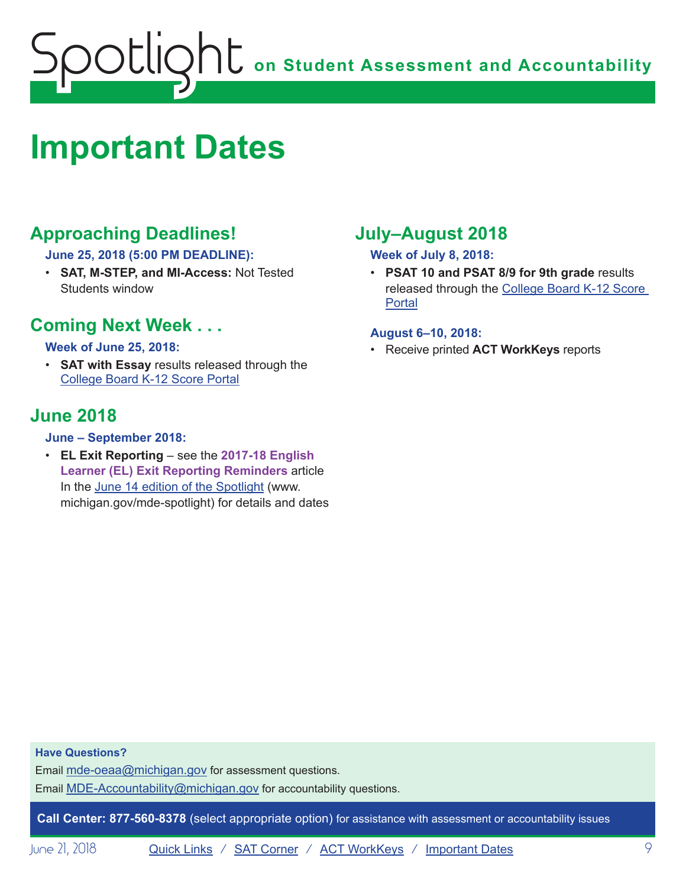# Important Dates

## Approaching Deadlines!

**June 25, 2018 (5:00 PM DEADLINE):**

- **SAT, M-STEP, and MI-Access:** Not Tested Students window

## Coming Next Week . . .

**Week of June 25, 2018:**

- **SAT with Essay** results released through the College Board K-12 Score Portal

## June 2018

**June – September 2018:**

- **EL Exit Reporting** – see the **2017-18 English Learner (EL) Exit Reporting Reminders** article In the June 14 edition of the Spotlight (www.michigan.gov/mde-spotlight) for details and dates

## July–August 2018

**Week of July 8, 2018:**

- **PSAT 10 and PSAT 8/9 for 9th grade** results released through the College Board K-12 Score Portal

**August 6–10, 2018:**

- Receive printed **ACT WorkKeys** reports

**Have Questions?**

Email mde-oeaa@michigan.gov for assessment questions.

Email MDE-Accountability@michigan.gov for accountability questions.

**Call Center: 877-560-8378** (select appropriate option) for assistance with assessment or accountability issues